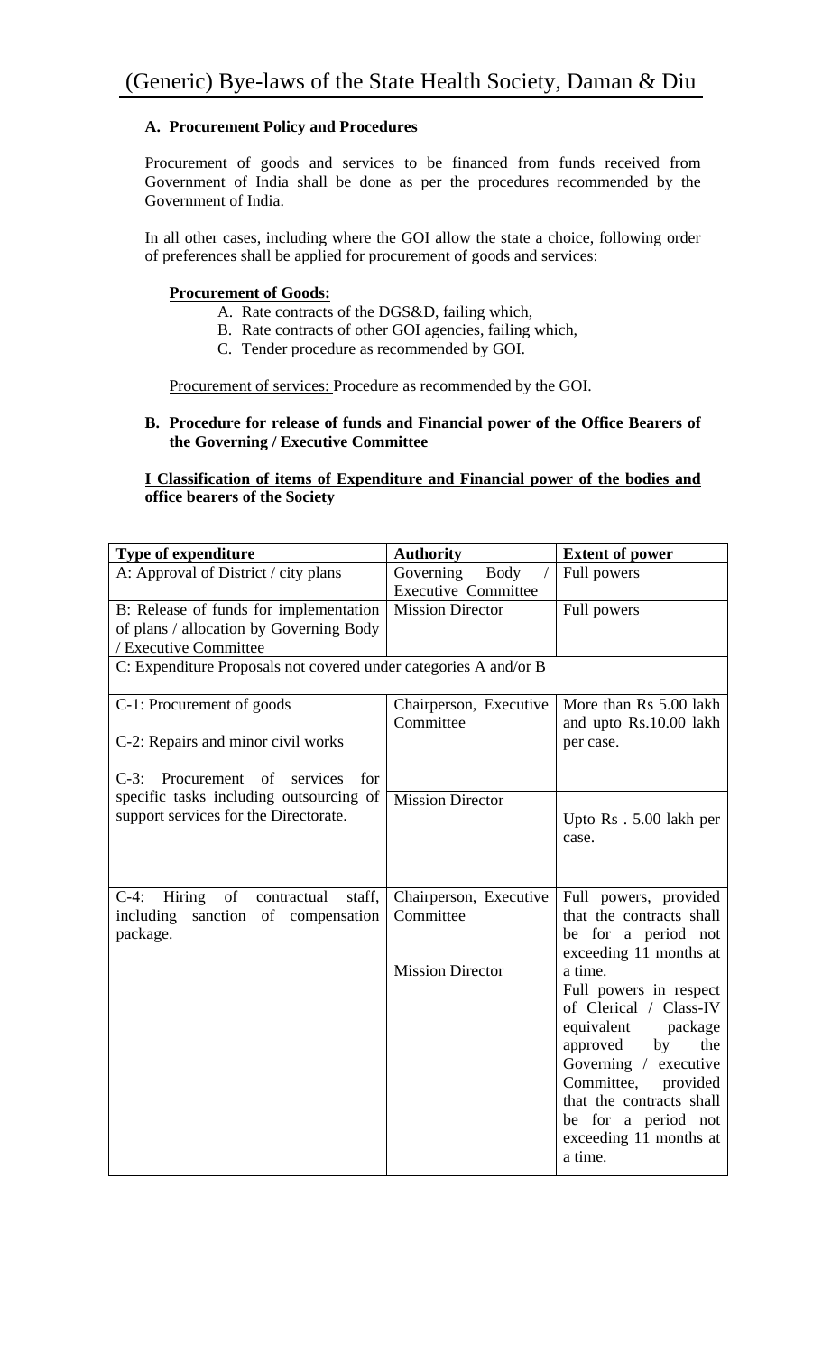# (Generic) Bye-laws of the State Health Society, Daman & Diu

### A. Procurement Policy and Procedures

Procurement of goods and services to be financed from funds received from Government of India shall be done as per the procedures recommended by the Government of India.

In all other cases, including where the GOI allow the state a choice, following order of preferences shall be applied for procurement of goods and services:

**Procurement of Goods:**

A. Rate contracts of the DGS&D, failing which,
B. Rate contracts of other GOI agencies, failing which,
C. Tender procedure as recommended by GOI.

Procurement of services: Procedure as recommended by the GOI.

### B. Procedure for release of funds and Financial power of the Office Bearers of the Governing / Executive Committee

**I Classification of items of Expenditure and Financial power of the bodies and office bearers of the Society**

| Type of expenditure | Authority | Extent of power |
|---|---|---|
| A: Approval of District / city plans | Governing Body / Executive Committee | Full powers |
| B: Release of funds for implementation of plans / allocation by Governing Body / Executive Committee | Mission Director | Full powers |
| C: Expenditure Proposals not covered under categories A and/or B | | |
| C-1: Procurement of goods<br><br>C-2: Repairs and minor civil works<br><br>C-3: Procurement of services for specific tasks including outsourcing of support services for the Directorate. | Chairperson, Executive Committee | More than Rs 5.00 lakh and upto Rs.10.00 lakh per case. |
| | Mission Director | Upto Rs . 5.00 lakh per case. |
| C-4: Hiring of contractual staff, including sanction of compensation package. | Chairperson, Executive Committee | Full powers, provided that the contracts shall be for a period not exceeding 11 months at a time. |
| | Mission Director | Full powers in respect of Clerical / Class-IV equivalent package approved by the Governing / executive Committee, provided that the contracts shall be for a period not exceeding 11 months at a time. |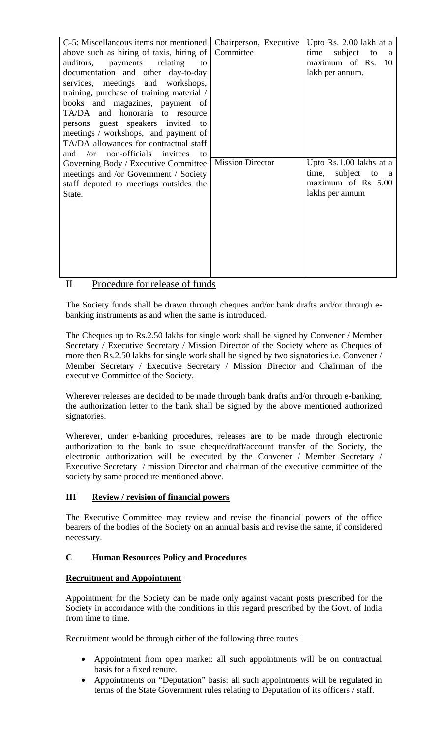| | | |
|---|---|---|
| C-5: Miscellaneous items not mentioned above such as hiring of taxis, hiring of auditors, payments relating to documentation and other day-to-day services, meetings and workshops, training, purchase of training material / books and magazines, payment of TA/DA and honoraria to resource persons guest speakers invited to meetings / workshops, and payment of TA/DA allowances for contractual staff and /or non-officials invitees to Governing Body / Executive Committee meetings and /or Government / Society staff deputed to meetings outsides the State. | Chairperson, Executive Committee | Upto Rs. 2.00 lakh at a time subject to a maximum of Rs. 10 lakh per annum. |
| | Mission Director | Upto Rs.1.00 lakhs at a time, subject to a maximum of Rs 5.00 lakhs per annum |

## II <u>Procedure for release of funds</u>

The Society funds shall be drawn through cheques and/or bank drafts and/or through e-banking instruments as and when the same is introduced.

The Cheques up to Rs.2.50 lakhs for single work shall be signed by Convener / Member Secretary / Executive Secretary / Mission Director of the Society where as Cheques of more then Rs.2.50 lakhs for single work shall be signed by two signatories i.e. Convener / Member Secretary / Executive Secretary / Mission Director and Chairman of the executive Committee of the Society.

Wherever releases are decided to be made through bank drafts and/or through e-banking, the authorization letter to the bank shall be signed by the above mentioned authorized signatories.

Wherever, under e-banking procedures, releases are to be made through electronic authorization to the bank to issue cheque/draft/account transfer of the Society, the electronic authorization will be executed by the Convener / Member Secretary / Executive Secretary / mission Director and chairman of the executive committee of the society by same procedure mentioned above.

## III <u>Review / revision of financial powers</u>

The Executive Committee may review and revise the financial powers of the office bearers of the bodies of the Society on an annual basis and revise the same, if considered necessary.

## C Human Resources Policy and Procedures

### <u>Recruitment and Appointment</u>

Appointment for the Society can be made only against vacant posts prescribed for the Society in accordance with the conditions in this regard prescribed by the Govt. of India from time to time.

Recruitment would be through either of the following three routes:

- Appointment from open market: all such appointments will be on contractual basis for a fixed tenure.
- Appointments on "Deputation" basis: all such appointments will be regulated in terms of the State Government rules relating to Deputation of its officers / staff.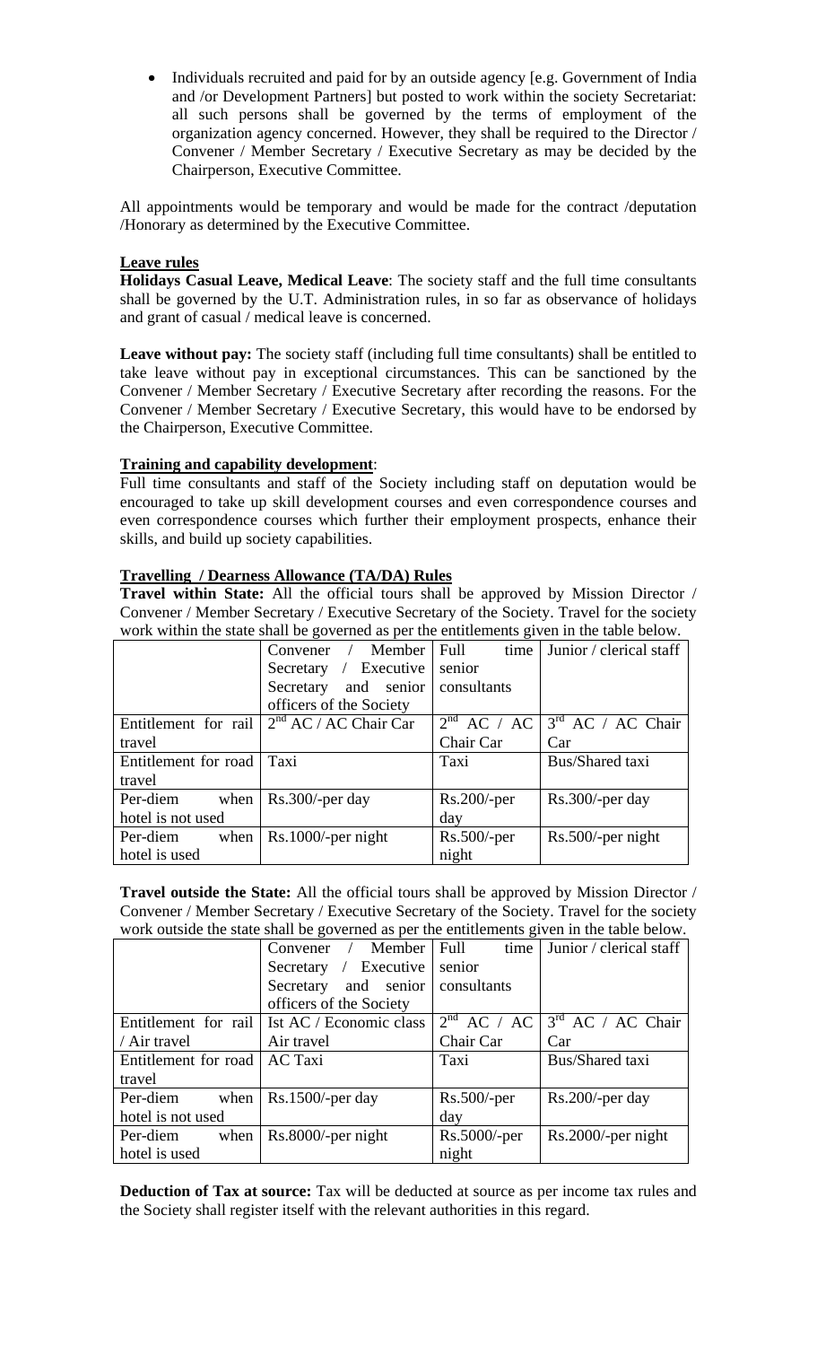- Individuals recruited and paid for by an outside agency [e.g. Government of India and /or Development Partners] but posted to work within the society Secretariat: all such persons shall be governed by the terms of employment of the organization agency concerned. However, they shall be required to the Director / Convener / Member Secretary / Executive Secretary as may be decided by the Chairperson, Executive Committee.

All appointments would be temporary and would be made for the contract /deputation /Honorary as determined by the Executive Committee.

**Leave rules**

**Holidays Casual Leave, Medical Leave**: The society staff and the full time consultants shall be governed by the U.T. Administration rules, in so far as observance of holidays and grant of casual / medical leave is concerned.

**Leave without pay:** The society staff (including full time consultants) shall be entitled to take leave without pay in exceptional circumstances. This can be sanctioned by the Convener / Member Secretary / Executive Secretary after recording the reasons. For the Convener / Member Secretary / Executive Secretary, this would have to be endorsed by the Chairperson, Executive Committee.

**Training and capability development**:

Full time consultants and staff of the Society including staff on deputation would be encouraged to take up skill development courses and even correspondence courses and even correspondence courses which further their employment prospects, enhance their skills, and build up society capabilities.

**Travelling / Dearness Allowance (TA/DA) Rules**

**Travel within State:** All the official tours shall be approved by Mission Director / Convener / Member Secretary / Executive Secretary of the Society. Travel for the society work within the state shall be governed as per the entitlements given in the table below.

| | Convener / Member Secretary / Executive Secretary and senior officers of the Society | Full time senior consultants | Junior / clerical staff |
|---|---|---|---|
| Entitlement for rail travel | 2nd AC / AC Chair Car | 2nd AC / AC Chair Car | 3rd AC / AC Chair Car |
| Entitlement for road travel | Taxi | Taxi | Bus/Shared taxi |
| Per-diem when hotel is not used | Rs.300/-per day | Rs.200/-per day | Rs.300/-per day |
| Per-diem when hotel is used | Rs.1000/-per night | Rs.500/-per night | Rs.500/-per night |

**Travel outside the State:** All the official tours shall be approved by Mission Director / Convener / Member Secretary / Executive Secretary of the Society. Travel for the society work outside the state shall be governed as per the entitlements given in the table below.

| | Convener / Member Secretary / Executive Secretary and senior officers of the Society | Full time senior consultants | Junior / clerical staff |
|---|---|---|---|
| Entitlement for rail / Air travel | Ist AC / Economic class Air travel | 2nd AC / AC Chair Car | 3rd AC / AC Chair Car |
| Entitlement for road travel | AC Taxi | Taxi | Bus/Shared taxi |
| Per-diem when hotel is not used | Rs.1500/-per day | Rs.500/-per day | Rs.200/-per day |
| Per-diem when hotel is used | Rs.8000/-per night | Rs.5000/-per night | Rs.2000/-per night |

**Deduction of Tax at source:** Tax will be deducted at source as per income tax rules and the Society shall register itself with the relevant authorities in this regard.